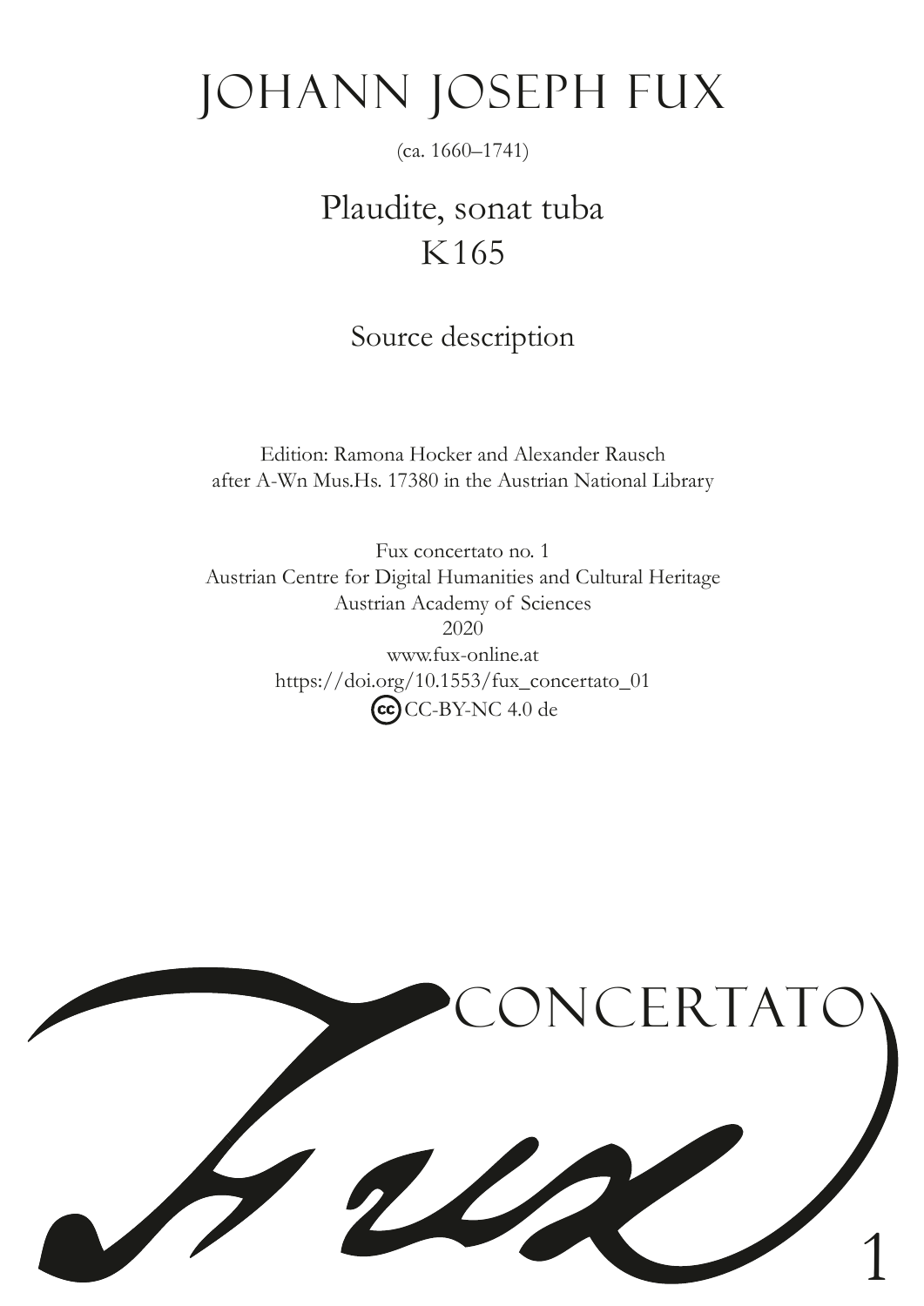# JOHANN JOSEPH FUX

(ca. 1660–1741)

## Plaudite, sonat tuba
## K165

### Source description

Edition: Ramona Hocker and Alexander Rausch
after A-Wn Mus.Hs. 17380 in the Austrian National Library

Fux concertato no. 1
Austrian Centre for Digital Humanities and Cultural Heritage
Austrian Academy of Sciences
2020
www.fux-online.at
https://doi.org/10.1553/fux_concertato_01
CC-BY-NC 4.0 de

CONCERTATO

Fux

1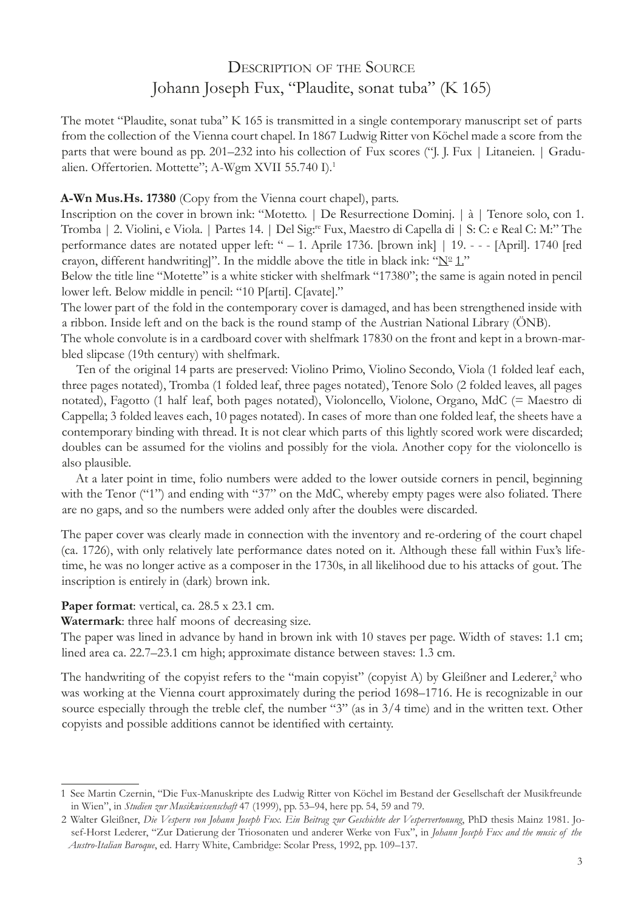# Description of the Source
## Johann Joseph Fux, "Plaudite, sonat tuba" (K 165)

The motet "Plaudite, sonat tuba" K 165 is transmitted in a single contemporary manuscript set of parts from the collection of the Vienna court chapel. In 1867 Ludwig Ritter von Köchel made a score from the parts that were bound as pp. 201–232 into his collection of Fux scores ("J. J. Fux | Litaneien. | Gradualien. Offertorien. Mottette"; A-Wgm XVII 55.740 I).[1]

**A-Wn Mus.Hs. 17380** (Copy from the Vienna court chapel), parts.

Inscription on the cover in brown ink: "Motetto. | De Resurrectione Dominj. | à | Tenore solo, con 1. Tromba | 2. Violini, e Viola. | Partes 14. | Del Sig:re Fux, Maestro di Capella di | S: C: e Real C: M:" The performance dates are notated upper left: " – 1. Aprile 1736. [brown ink] | 19. - - - [April]. 1740 [red crayon, different handwriting]". In the middle above the title in black ink: "No 1."

Below the title line "Motette" is a white sticker with shelfmark "17380"; the same is again noted in pencil lower left. Below middle in pencil: "10 P[arti]. C[avate]."

The lower part of the fold in the contemporary cover is damaged, and has been strengthened inside with a ribbon. Inside left and on the back is the round stamp of the Austrian National Library (ÖNB).

The whole convolute is in a cardboard cover with shelfmark 17830 on the front and kept in a brown-marbled slipcase (19th century) with shelfmark.

Ten of the original 14 parts are preserved: Violino Primo, Violino Secondo, Viola (1 folded leaf each, three pages notated), Tromba (1 folded leaf, three pages notated), Tenore Solo (2 folded leaves, all pages notated), Fagotto (1 half leaf, both pages notated), Violoncello, Violone, Organo, MdC (= Maestro di Cappella; 3 folded leaves each, 10 pages notated). In cases of more than one folded leaf, the sheets have a contemporary binding with thread. It is not clear which parts of this lightly scored work were discarded; doubles can be assumed for the violins and possibly for the viola. Another copy for the violoncello is also plausible.

At a later point in time, folio numbers were added to the lower outside corners in pencil, beginning with the Tenor ("1") and ending with "37" on the MdC, whereby empty pages were also foliated. There are no gaps, and so the numbers were added only after the doubles were discarded.

The paper cover was clearly made in connection with the inventory and re-ordering of the court chapel (ca. 1726), with only relatively late performance dates noted on it. Although these fall within Fux's lifetime, he was no longer active as a composer in the 1730s, in all likelihood due to his attacks of gout. The inscription is entirely in (dark) brown ink.

**Paper format**: vertical, ca. 28.5 x 23.1 cm.

**Watermark**: three half moons of decreasing size.

The paper was lined in advance by hand in brown ink with 10 staves per page. Width of staves: 1.1 cm; lined area ca. 22.7–23.1 cm high; approximate distance between staves: 1.3 cm.

The handwriting of the copyist refers to the "main copyist" (copyist A) by Gleißner and Lederer,[2] who was working at the Vienna court approximately during the period 1698–1716. He is recognizable in our source especially through the treble clef, the number "3" (as in 3/4 time) and in the written text. Other copyists and possible additions cannot be identified with certainty.

---

1 See Martin Czernin, "Die Fux-Manuskripte des Ludwig Ritter von Köchel im Bestand der Gesellschaft der Musikfreunde in Wien", in *Studien zur Musikwissenschaft* 47 (1999), pp. 53–94, here pp. 54, 59 and 79.

2 Walter Gleißner, *Die Vespern von Johann Joseph Fux. Ein Beitrag zur Geschichte der Vespervertonung*, PhD thesis Mainz 1981. Josef-Horst Lederer, "Zur Datierung der Triosonaten und anderer Werke von Fux", in *Johann Joseph Fux and the music of the Austro-Italian Baroque*, ed. Harry White, Cambridge: Scolar Press, 1992, pp. 109–137.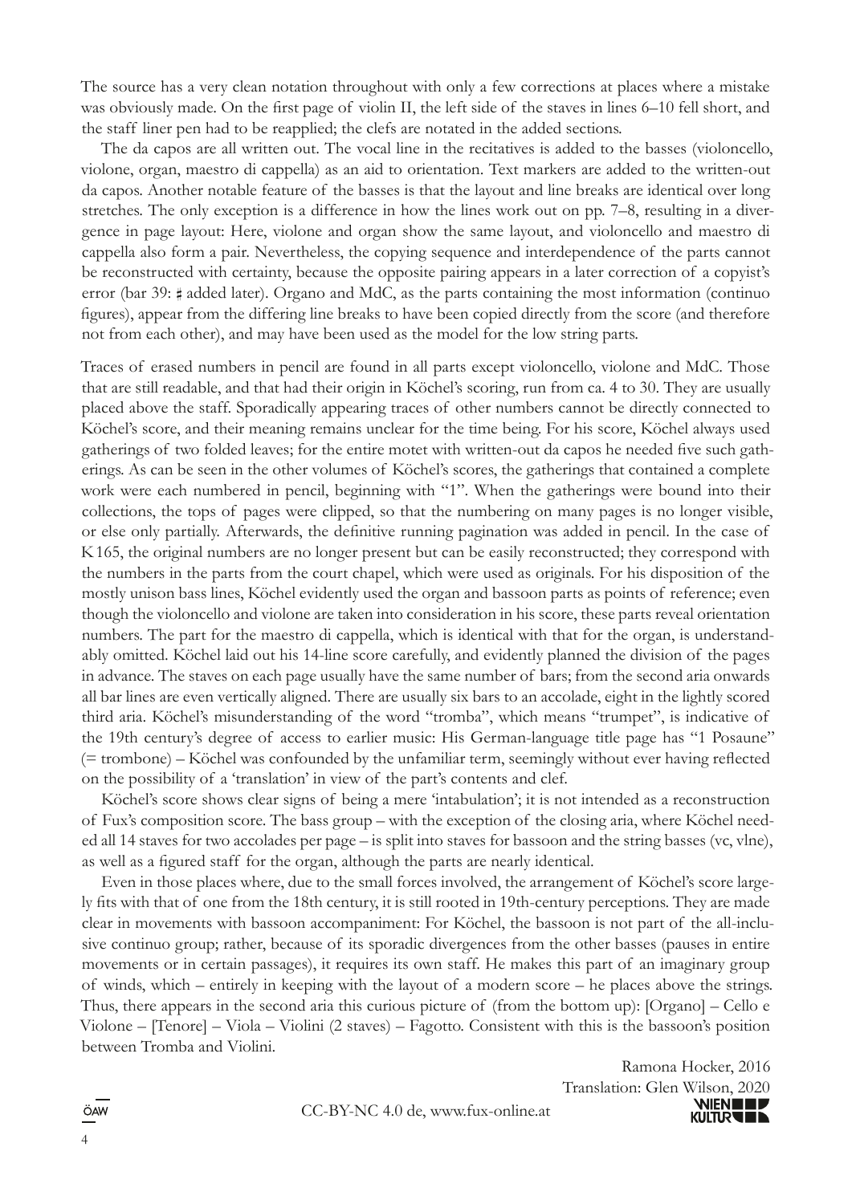The source has a very clean notation throughout with only a few corrections at places where a mistake was obviously made. On the first page of violin II, the left side of the staves in lines 6–10 fell short, and the staff liner pen had to be reapplied; the clefs are notated in the added sections.

The da capos are all written out. The vocal line in the recitatives is added to the basses (violoncello, violone, organ, maestro di cappella) as an aid to orientation. Text markers are added to the written-out da capos. Another notable feature of the basses is that the layout and line breaks are identical over long stretches. The only exception is a difference in how the lines work out on pp. 7–8, resulting in a divergence in page layout: Here, violone and organ show the same layout, and violoncello and maestro di cappella also form a pair. Nevertheless, the copying sequence and interdependence of the parts cannot be reconstructed with certainty, because the opposite pairing appears in a later correction of a copyist's error (bar 39: ♯ added later). Organo and MdC, as the parts containing the most information (continuo figures), appear from the differing line breaks to have been copied directly from the score (and therefore not from each other), and may have been used as the model for the low string parts.

Traces of erased numbers in pencil are found in all parts except violoncello, violone and MdC. Those that are still readable, and that had their origin in Köchel's scoring, run from ca. 4 to 30. They are usually placed above the staff. Sporadically appearing traces of other numbers cannot be directly connected to Köchel's score, and their meaning remains unclear for the time being. For his score, Köchel always used gatherings of two folded leaves; for the entire motet with written-out da capos he needed five such gatherings. As can be seen in the other volumes of Köchel's scores, the gatherings that contained a complete work were each numbered in pencil, beginning with "1". When the gatherings were bound into their collections, the tops of pages were clipped, so that the numbering on many pages is no longer visible, or else only partially. Afterwards, the definitive running pagination was added in pencil. In the case of K 165, the original numbers are no longer present but can be easily reconstructed; they correspond with the numbers in the parts from the court chapel, which were used as originals. For his disposition of the mostly unison bass lines, Köchel evidently used the organ and bassoon parts as points of reference; even though the violoncello and violone are taken into consideration in his score, these parts reveal orientation numbers. The part for the maestro di cappella, which is identical with that for the organ, is understandably omitted. Köchel laid out his 14-line score carefully, and evidently planned the division of the pages in advance. The staves on each page usually have the same number of bars; from the second aria onwards all bar lines are even vertically aligned. There are usually six bars to an accolade, eight in the lightly scored third aria. Köchel's misunderstanding of the word "tromba", which means "trumpet", is indicative of the 19th century's degree of access to earlier music: His German-language title page has "1 Posaune" (= trombone) – Köchel was confounded by the unfamiliar term, seemingly without ever having reflected on the possibility of a 'translation' in view of the part's contents and clef.

Köchel's score shows clear signs of being a mere 'intabulation'; it is not intended as a reconstruction of Fux's composition score. The bass group – with the exception of the closing aria, where Köchel needed all 14 staves for two accolades per page – is split into staves for bassoon and the string basses (vc, vlne), as well as a figured staff for the organ, although the parts are nearly identical.

Even in those places where, due to the small forces involved, the arrangement of Köchel's score largely fits with that of one from the 18th century, it is still rooted in 19th-century perceptions. They are made clear in movements with bassoon accompaniment: For Köchel, the bassoon is not part of the all-inclusive continuo group; rather, because of its sporadic divergences from the other basses (pauses in entire movements or in certain passages), it requires its own staff. He makes this part of an imaginary group of winds, which – entirely in keeping with the layout of a modern score – he places above the strings. Thus, there appears in the second aria this curious picture of (from the bottom up): [Organo] – Cello e Violone – [Tenore] – Viola – Violini (2 staves) – Fagotto. Consistent with this is the bassoon's position between Tromba and Violini.

Ramona Hocker, 2016

Translation: Glen Wilson, 2020

CC-BY-NC 4.0 de, www.fux-online.at